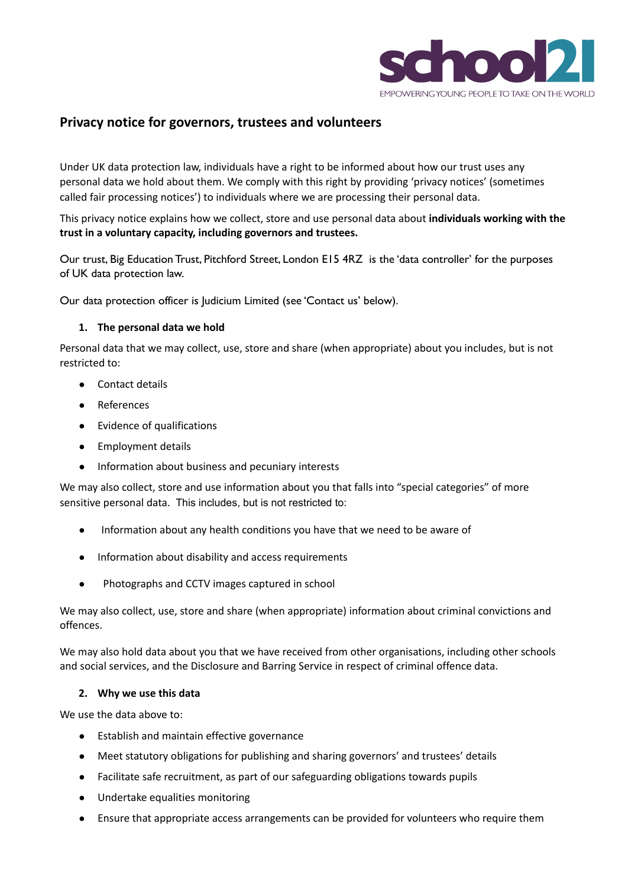# Privacy notice for governors, trustees and volunteers

Under UK data protection law, individuals have a right to be informed about how our trust uses any personal data we hold about them. We comply with this right by providing 'privacy notices' (sometimes called fair processing notices') to individuals where we are processing their personal data.

This privacy notice explains how we collect, store and use personal data about **individuals working with the trust in a voluntary capacity, including governors and trustees.**

Our trust, Big Education Trust, Pitchford Street, London E15 4RZ is the 'data controller' for the purposes of UK data protection law.

Our data protection officer is Judicium Limited (see 'Contact us' below).

## 1. The personal data we hold

Personal data that we may collect, use, store and share (when appropriate) about you includes, but is not restricted to:

- Contact details
- References
- Evidence of qualifications
- Employment details
- Information about business and pecuniary interests

We may also collect, store and use information about you that falls into "special categories" of more sensitive personal data. This includes, but is not restricted to:

- Information about any health conditions you have that we need to be aware of
- Information about disability and access requirements
- Photographs and CCTV images captured in school

We may also collect, use, store and share (when appropriate) information about criminal convictions and offences.

We may also hold data about you that we have received from other organisations, including other schools and social services, and the Disclosure and Barring Service in respect of criminal offence data.

## 2. Why we use this data

We use the data above to:

- Establish and maintain effective governance
- Meet statutory obligations for publishing and sharing governors' and trustees' details
- Facilitate safe recruitment, as part of our safeguarding obligations towards pupils
- Undertake equalities monitoring
- Ensure that appropriate access arrangements can be provided for volunteers who require them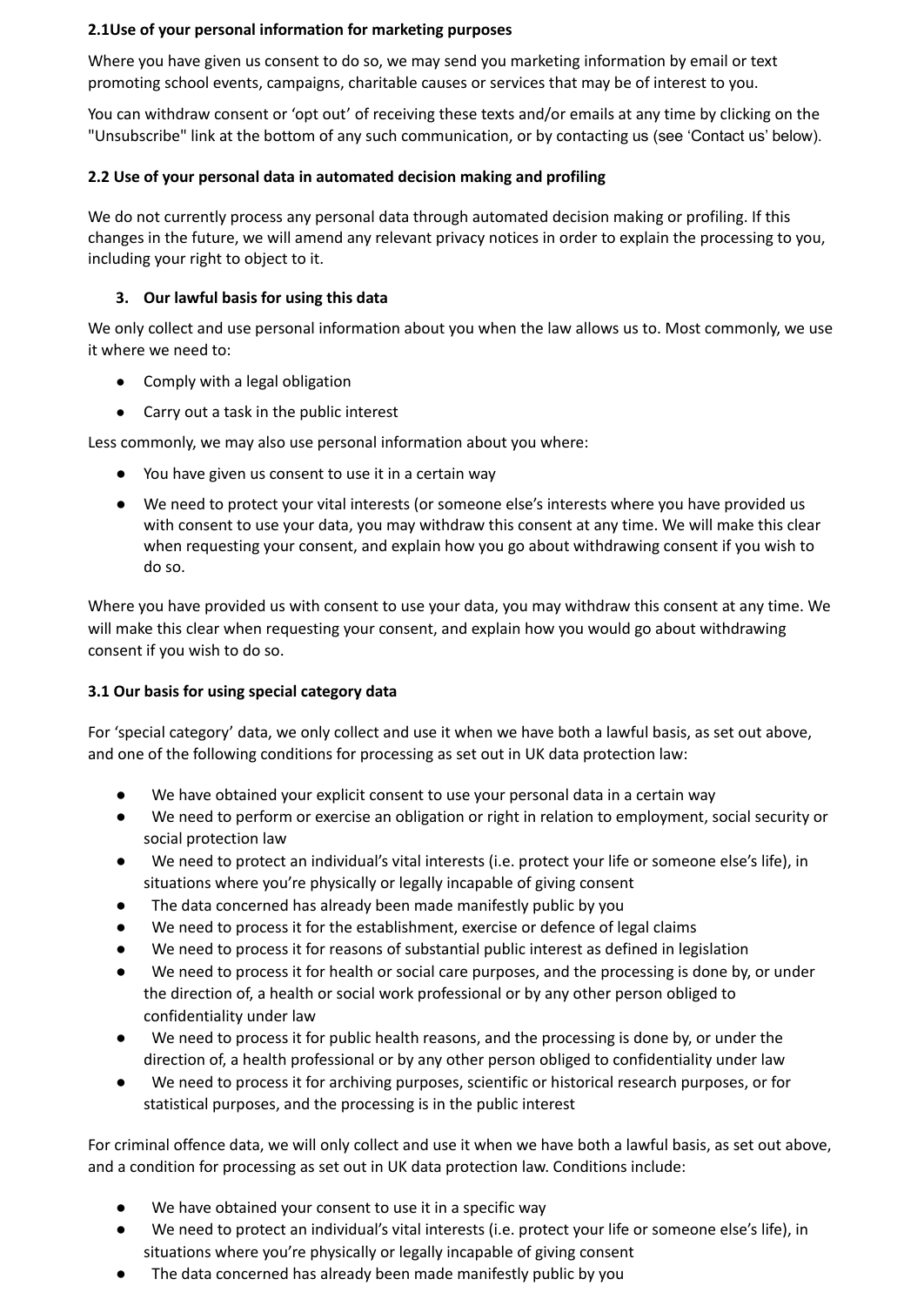**2.1Use of your personal information for marketing purposes**

Where you have given us consent to do so, we may send you marketing information by email or text promoting school events, campaigns, charitable causes or services that may be of interest to you.

You can withdraw consent or 'opt out' of receiving these texts and/or emails at any time by clicking on the "Unsubscribe" link at the bottom of any such communication, or by contacting us (see 'Contact us' below).

**2.2 Use of your personal data in automated decision making and profiling**

We do not currently process any personal data through automated decision making or profiling. If this changes in the future, we will amend any relevant privacy notices in order to explain the processing to you, including your right to object to it.

3. **Our lawful basis for using this data**

We only collect and use personal information about you when the law allows us to. Most commonly, we use it where we need to:

- Comply with a legal obligation
- Carry out a task in the public interest

Less commonly, we may also use personal information about you where:

- You have given us consent to use it in a certain way
- We need to protect your vital interests (or someone else's interests where you have provided us with consent to use your data, you may withdraw this consent at any time. We will make this clear when requesting your consent, and explain how you go about withdrawing consent if you wish to do so.

Where you have provided us with consent to use your data, you may withdraw this consent at any time. We will make this clear when requesting your consent, and explain how you would go about withdrawing consent if you wish to do so.

**3.1 Our basis for using special category data**

For 'special category' data, we only collect and use it when we have both a lawful basis, as set out above, and one of the following conditions for processing as set out in UK data protection law:

- We have obtained your explicit consent to use your personal data in a certain way
- We need to perform or exercise an obligation or right in relation to employment, social security or social protection law
- We need to protect an individual's vital interests (i.e. protect your life or someone else's life), in situations where you're physically or legally incapable of giving consent
- The data concerned has already been made manifestly public by you
- We need to process it for the establishment, exercise or defence of legal claims
- We need to process it for reasons of substantial public interest as defined in legislation
- We need to process it for health or social care purposes, and the processing is done by, or under the direction of, a health or social work professional or by any other person obliged to confidentiality under law
- We need to process it for public health reasons, and the processing is done by, or under the direction of, a health professional or by any other person obliged to confidentiality under law
- We need to process it for archiving purposes, scientific or historical research purposes, or for statistical purposes, and the processing is in the public interest

For criminal offence data, we will only collect and use it when we have both a lawful basis, as set out above, and a condition for processing as set out in UK data protection law. Conditions include:

- We have obtained your consent to use it in a specific way
- We need to protect an individual's vital interests (i.e. protect your life or someone else's life), in situations where you're physically or legally incapable of giving consent
- The data concerned has already been made manifestly public by you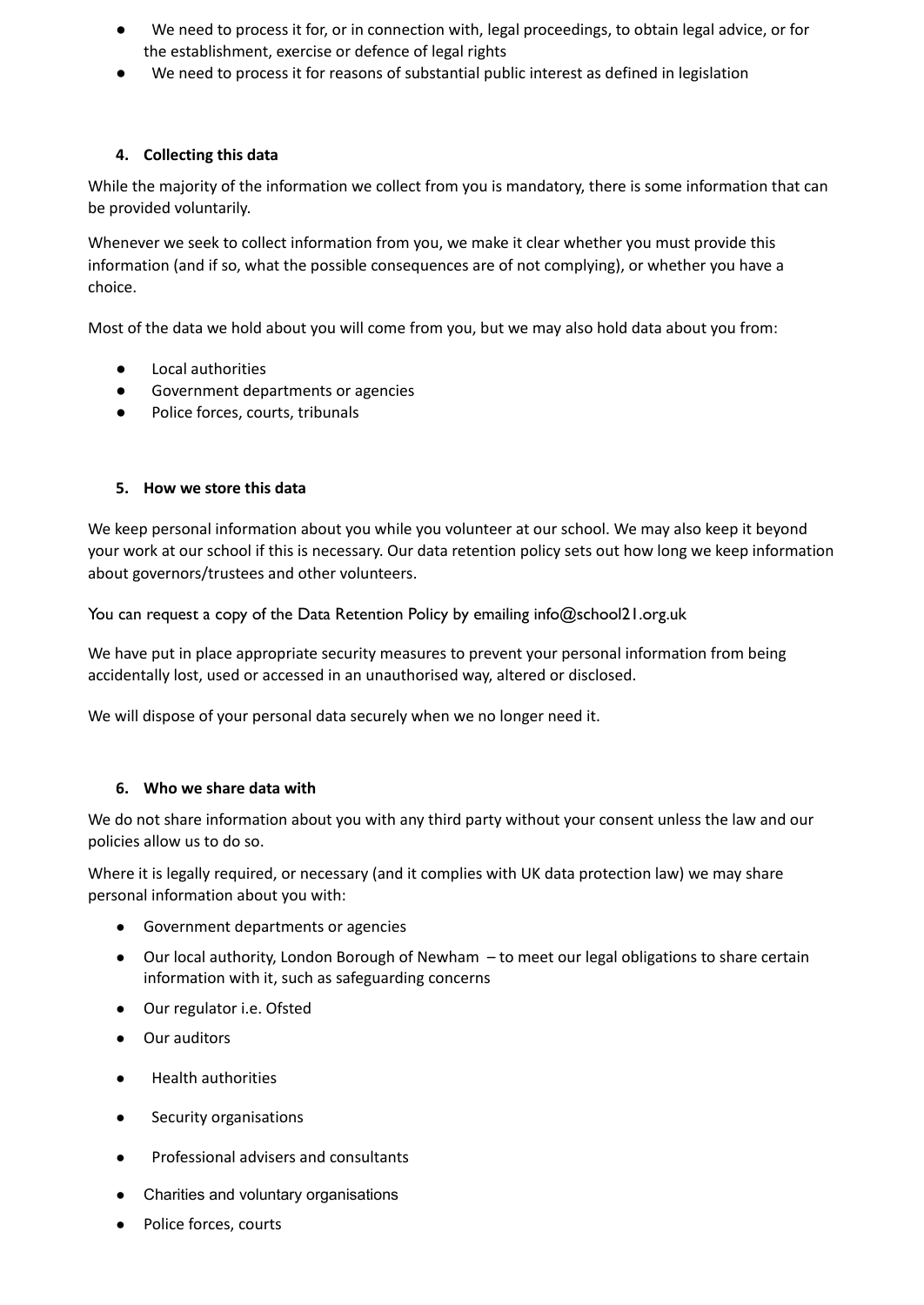- We need to process it for, or in connection with, legal proceedings, to obtain legal advice, or for the establishment, exercise or defence of legal rights
- We need to process it for reasons of substantial public interest as defined in legislation

## 4. Collecting this data

While the majority of the information we collect from you is mandatory, there is some information that can be provided voluntarily.

Whenever we seek to collect information from you, we make it clear whether you must provide this information (and if so, what the possible consequences are of not complying), or whether you have a choice.

Most of the data we hold about you will come from you, but we may also hold data about you from:

- Local authorities
- Government departments or agencies
- Police forces, courts, tribunals

## 5. How we store this data

We keep personal information about you while you volunteer at our school. We may also keep it beyond your work at our school if this is necessary. Our data retention policy sets out how long we keep information about governors/trustees and other volunteers.

You can request a copy of the Data Retention Policy by emailing info@school21.org.uk

We have put in place appropriate security measures to prevent your personal information from being accidentally lost, used or accessed in an unauthorised way, altered or disclosed.

We will dispose of your personal data securely when we no longer need it.

## 6. Who we share data with

We do not share information about you with any third party without your consent unless the law and our policies allow us to do so.

Where it is legally required, or necessary (and it complies with UK data protection law) we may share personal information about you with:

- Government departments or agencies
- Our local authority, London Borough of Newham – to meet our legal obligations to share certain information with it, such as safeguarding concerns
- Our regulator i.e. Ofsted
- Our auditors
- Health authorities
- Security organisations
- Professional advisers and consultants
- Charities and voluntary organisations
- Police forces, courts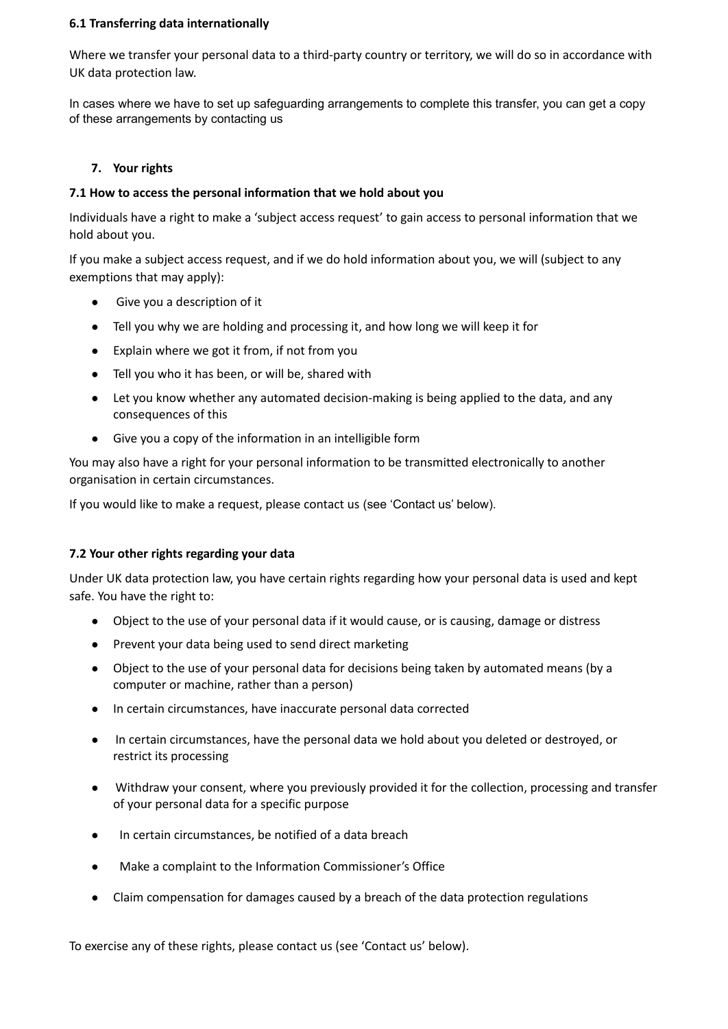**6.1 Transferring data internationally**

Where we transfer your personal data to a third-party country or territory, we will do so in accordance with UK data protection law.

In cases where we have to set up safeguarding arrangements to complete this transfer, you can get a copy of these arrangements by contacting us

## 7. Your rights

**7.1 How to access the personal information that we hold about you**

Individuals have a right to make a 'subject access request' to gain access to personal information that we hold about you.

If you make a subject access request, and if we do hold information about you, we will (subject to any exemptions that may apply):

- Give you a description of it
- Tell you why we are holding and processing it, and how long we will keep it for
- Explain where we got it from, if not from you
- Tell you who it has been, or will be, shared with
- Let you know whether any automated decision-making is being applied to the data, and any consequences of this
- Give you a copy of the information in an intelligible form

You may also have a right for your personal information to be transmitted electronically to another organisation in certain circumstances.

If you would like to make a request, please contact us (see 'Contact us' below).

**7.2 Your other rights regarding your data**

Under UK data protection law, you have certain rights regarding how your personal data is used and kept safe. You have the right to:

- Object to the use of your personal data if it would cause, or is causing, damage or distress
- Prevent your data being used to send direct marketing
- Object to the use of your personal data for decisions being taken by automated means (by a computer or machine, rather than a person)
- In certain circumstances, have inaccurate personal data corrected
- In certain circumstances, have the personal data we hold about you deleted or destroyed, or restrict its processing
- Withdraw your consent, where you previously provided it for the collection, processing and transfer of your personal data for a specific purpose
- In certain circumstances, be notified of a data breach
- Make a complaint to the Information Commissioner's Office
- Claim compensation for damages caused by a breach of the data protection regulations

To exercise any of these rights, please contact us (see 'Contact us' below).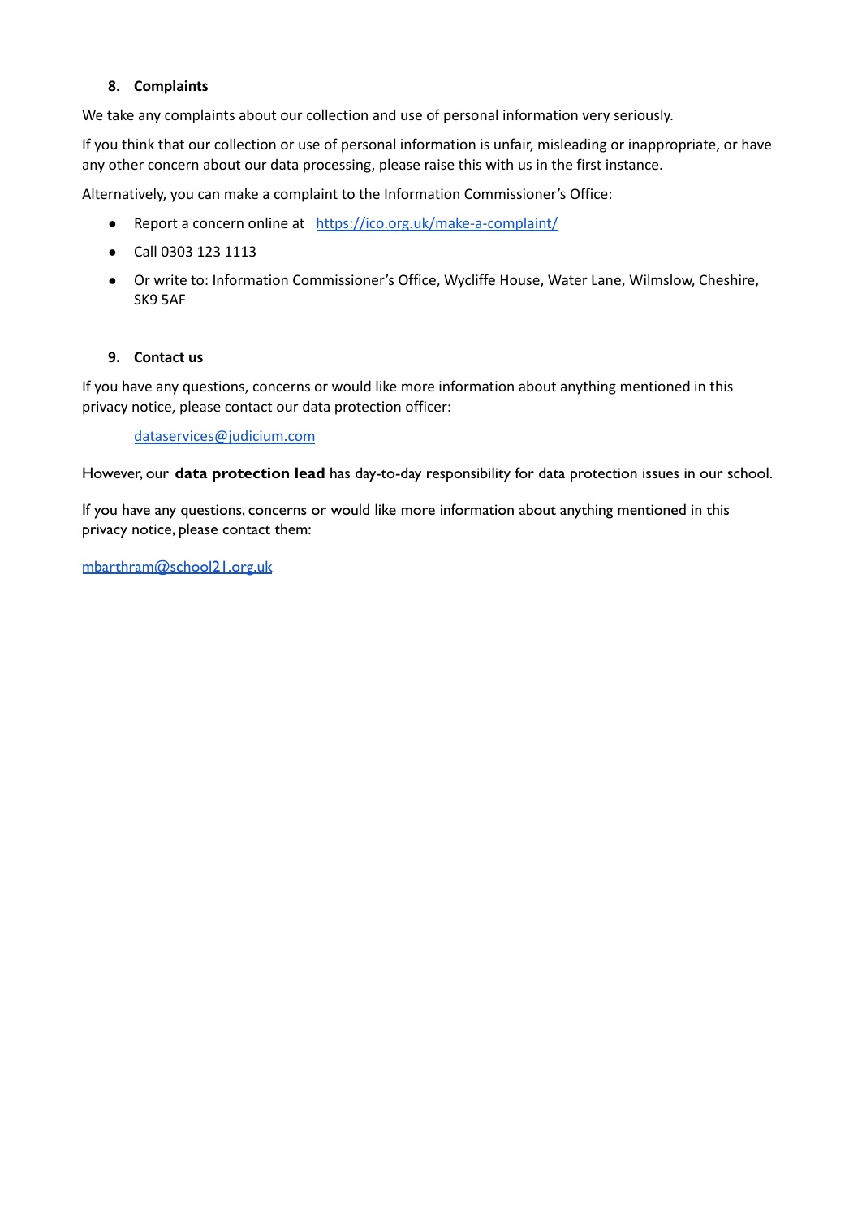## 8. Complaints

We take any complaints about our collection and use of personal information very seriously.

If you think that our collection or use of personal information is unfair, misleading or inappropriate, or have any other concern about our data processing, please raise this with us in the first instance.

Alternatively, you can make a complaint to the Information Commissioner's Office:

- Report a concern online at https://ico.org.uk/make-a-complaint/
- Call 0303 123 1113
- Or write to: Information Commissioner's Office, Wycliffe House, Water Lane, Wilmslow, Cheshire, SK9 5AF

## 9. Contact us

If you have any questions, concerns or would like more information about anything mentioned in this privacy notice, please contact our data protection officer:

dataservices@judicium.com

However, our **data protection lead** has day-to-day responsibility for data protection issues in our school.

If you have any questions, concerns or would like more information about anything mentioned in this privacy notice, please contact them:

mbarthram@school21.org.uk